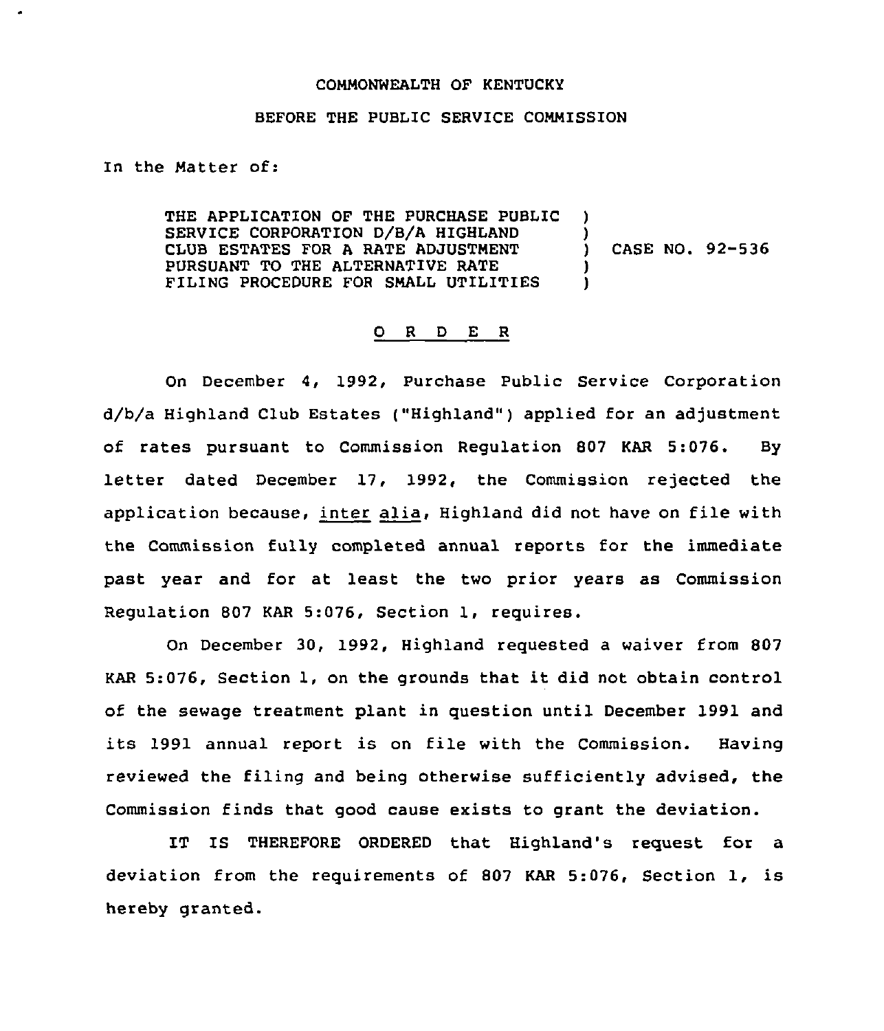COMMONWEALTH OF KENTUCKY

BEFORE THE PUBLIC SERVICE COMMISSION

In the Matter of:

THE APPLICATION OF THE PURCHASE PUBLIC SERVICE CORPORATION D/B/A HIGHLAND CLUB ESTATES FOR A RATE ADJUSTMENT PURSUANT TO THE ALTERNATIVE RATE FILING PROCEDURE FOR SMALL UTILITIES ) CASE NO. 92-536

## O R D E R

On December 4, 1992, Purchase Public Service Corporation d/b/a Highland Club Estates ("Highland") applied for an adjustment of rates pursuant to Commission Regulation 807 KAR 5:076. By letter dated December 17, 1992, the Commission rejected the application because, *inter alia*, Highland did not have on file with the Commission fully completed annual reports for the immediate past year and for at least the two prior years as Commission Regulation 807 KAR 5:076, Section 1, requires.

On December 30, 1992, Highland requested a waiver from 807 KAR 5:076, Section 1, on the grounds that it did not obtain control of the sewage treatment plant in question until December 1991 and its 1991 annual report is on file with the Commission. Having reviewed the filing and being otherwise sufficiently advised, the Commission finds that good cause exists to grant the deviation.

IT IS THEREFORE ORDERED that Highland's request for a deviation from the requirements of 807 KAR 5:076, Section 1, is hereby granted.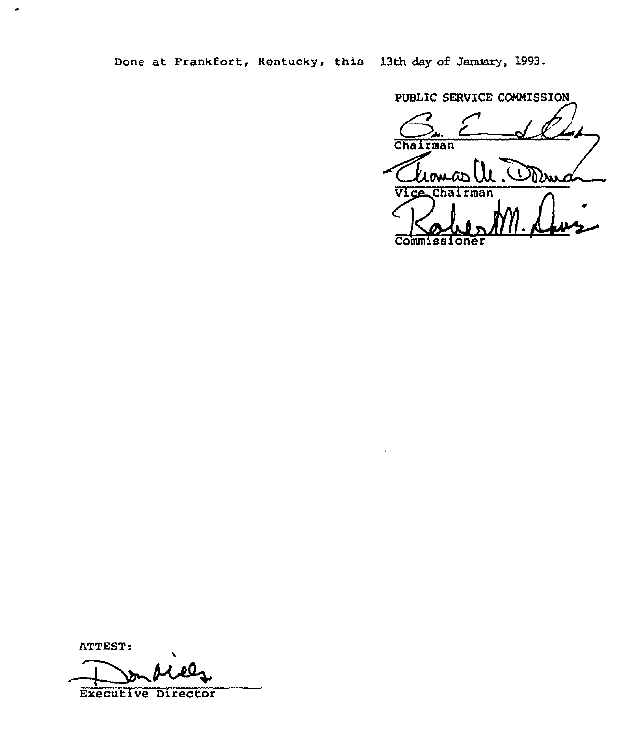Done at Frankfort, Kentucky, this 13th day of January, 1993.

PUBLIC SERVICE COMMISSION

Chairman

Vice Chairman

Commissioner

ATTEST:

Executive Director